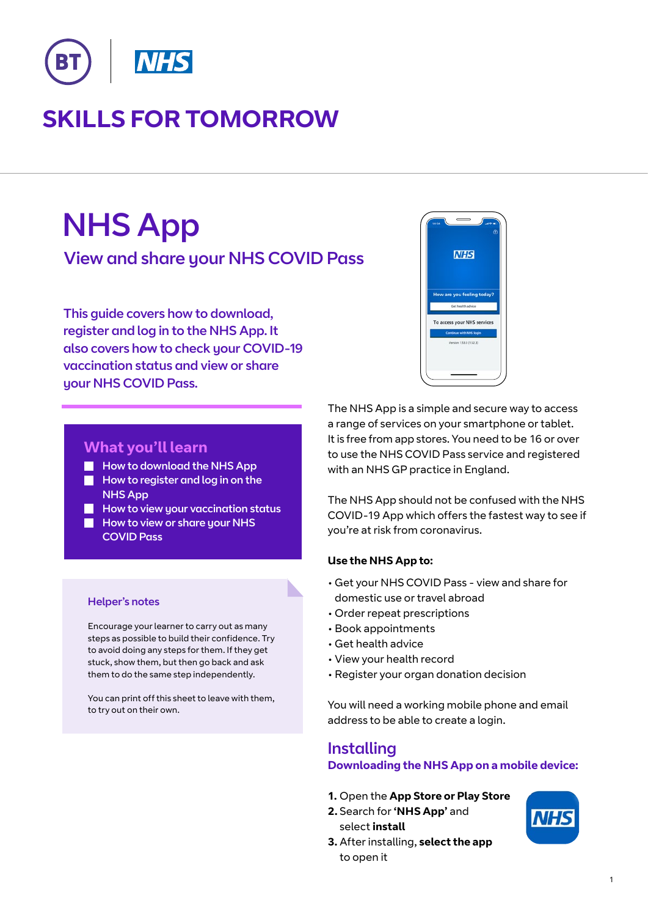# SKILLS FOR TOMORROW

# NHS App

## View and share your NHS COVID Pass

This guide covers how to download, register and log in to the NHS App. It also covers how to check your COVID-19 vaccination status and view or share your NHS COVID Pass.

### What you'll learn

- How to download the NHS App
- How to register and log in on the NHS App
- How to view your vaccination status
- How to view or share your NHS COVID Pass

### Helper's notes

Encourage your learner to carry out as many steps as possible to build their confidence. Try to avoid doing any steps for them. If they get stuck, show them, but then go back and ask them to do the same step independently.

You can print off this sheet to leave with them, to try out on their own.

The NHS App is a simple and secure way to access a range of services on your smartphone or tablet. It is free from app stores. You need to be 16 or over to use the NHS COVID Pass service and registered with an NHS GP practice in England.

The NHS App should not be confused with the NHS COVID-19 App which offers the fastest way to see if you're at risk from coronavirus.

**Use the NHS App to:**

- Get your NHS COVID Pass - view and share for domestic use or travel abroad
- Order repeat prescriptions
- Book appointments
- Get health advice
- View your health record
- Register your organ donation decision

You will need a working mobile phone and email address to be able to create a login.

## Installing

### Downloading the NHS App on a mobile device:

1. Open the **App Store or Play Store**
2. Search for **'NHS App'** and select **install**
3. After installing, **select the app** to open it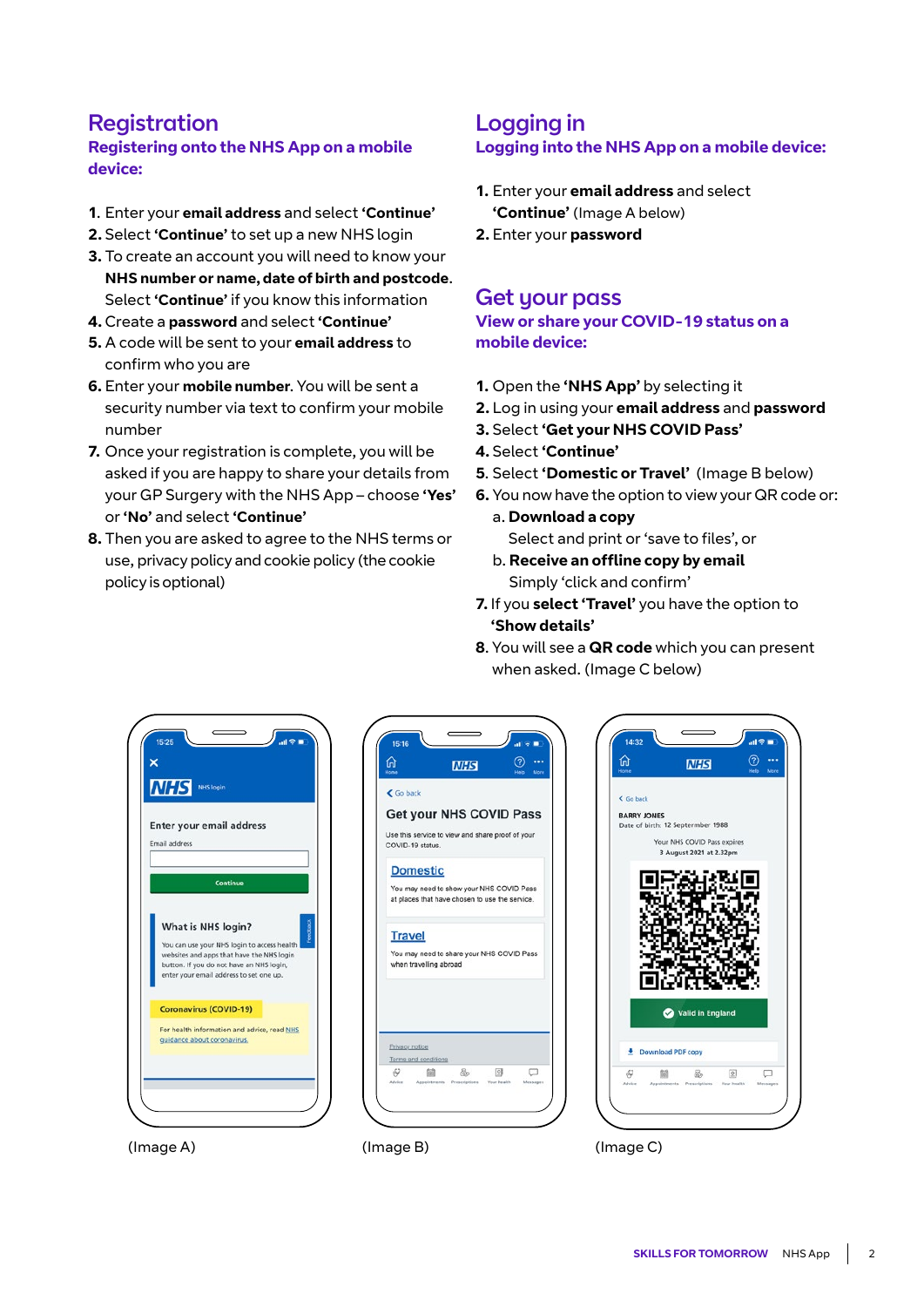## Registration

### Registering onto the NHS App on a mobile device:

1. Enter your **email address** and select **'Continue'**
2. Select **'Continue'** to set up a new NHS login
3. To create an account you will need to know your **NHS number or name, date of birth and postcode**. Select **'Continue'** if you know this information
4. Create a **password** and select **'Continue'**
5. A code will be sent to your **email address** to confirm who you are
6. Enter your **mobile number**. You will be sent a security number via text to confirm your mobile number
7. Once your registration is complete, you will be asked if you are happy to share your details from your GP Surgery with the NHS App – choose **'Yes'** or **'No'** and select **'Continue'**
8. Then you are asked to agree to the NHS terms or use, privacy policy and cookie policy (the cookie policy is optional)

## Logging in

### Logging into the NHS App on a mobile device:

1. Enter your **email address** and select **'Continue'** (Image A below)
2. Enter your **password**

## Get your pass

### View or share your COVID-19 status on a mobile device:

1. Open the **'NHS App'** by selecting it
2. Log in using your **email address** and **password**
3. Select **'Get your NHS COVID Pass'**
4. Select **'Continue'**
5. Select **'Domestic or Travel'** (Image B below)
6. You now have the option to view your QR code or:
   a. **Download a copy**
      Select and print or 'save to files', or
   b. **Receive an offline copy by email**
      Simply 'click and confirm'
7. If you **select 'Travel'** you have the option to **'Show details'**
8. You will see a **QR code** which you can present when asked. (Image C below)

(Image A)

(Image B)

(Image C)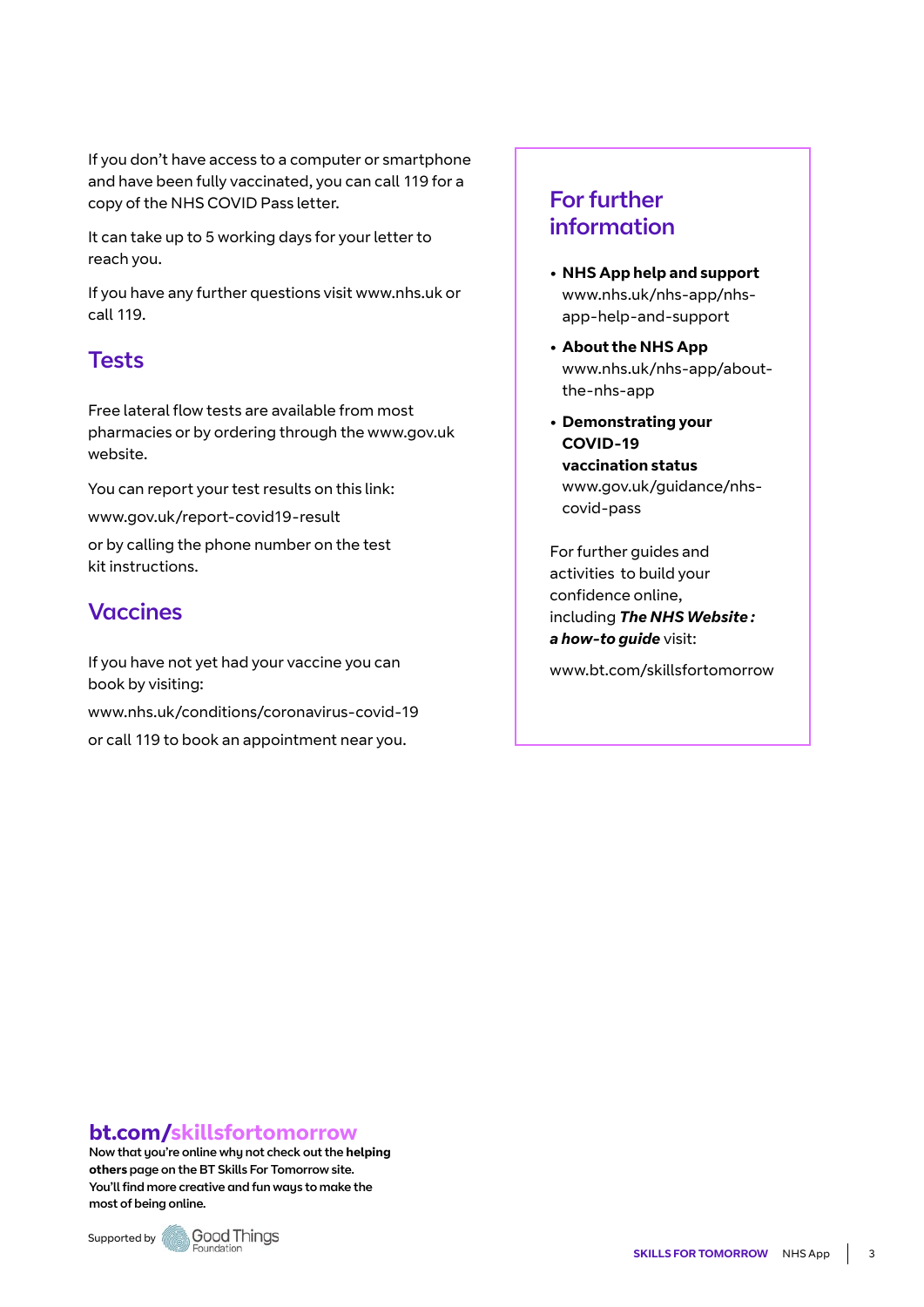If you don't have access to a computer or smartphone and have been fully vaccinated, you can call 119 for a copy of the NHS COVID Pass letter.

It can take up to 5 working days for your letter to reach you.

If you have any further questions visit www.nhs.uk or call 119.

## Tests

Free lateral flow tests are available from most pharmacies or by ordering through the www.gov.uk website.

You can report your test results on this link:

www.gov.uk/report-covid19-result

or by calling the phone number on the test kit instructions.

## Vaccines

If you have not yet had your vaccine you can book by visiting:

www.nhs.uk/conditions/coronavirus-covid-19

or call 119 to book an appointment near you.

## For further information

- **NHS App help and support** www.nhs.uk/nhs-app/nhs-app-help-and-support
- **About the NHS App** www.nhs.uk/nhs-app/about-the-nhs-app
- **Demonstrating your COVID-19 vaccination status** www.gov.uk/guidance/nhs-covid-pass

For further guides and activities to build your confidence online, including ***The NHS Website : a how-to guide*** visit:

www.bt.com/skillsfortomorrow

**bt.com/skillsfortomorrow**

Now that you're online why not check out the **helping others** page on the BT Skills For Tomorrow site. You'll find more creative and fun ways to make the most of being online.

Supported by Good Things Foundation